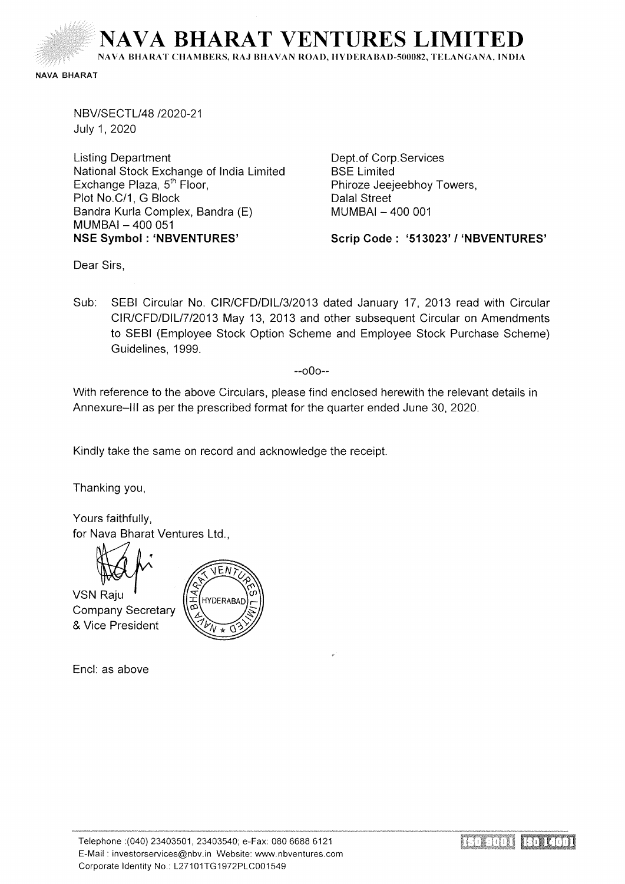# NAVA BHARAT VENTURES LIMITED

NAVA BHARAT CHAMBERS, RAJ BHAVAN ROAD, HYDERABAD-500082, TELANGANA, INDIA

NAVA BHARAT

NBV/SECTL/48 /2020-21
July 1, 2020

Listing Department
National Stock Exchange of India Limited
Exchange Plaza, 5th Floor,
Plot No.C/1, G Block
Bandra Kurla Complex, Bandra (E)
MUMBAI – 400 051
**NSE Symbol : 'NBVENTURES'**

Dept.of Corp.Services
BSE Limited
Phiroze Jeejeebhoy Towers,
Dalal Street
MUMBAI – 400 001
**Scrip Code : '513023' / 'NBVENTURES'**

Dear Sirs,

Sub: SEBI Circular No. CIR/CFD/DIL/3/2013 dated January 17, 2013 read with Circular CIR/CFD/DIL/7/2013 May 13, 2013 and other subsequent Circular on Amendments to SEBI (Employee Stock Option Scheme and Employee Stock Purchase Scheme) Guidelines, 1999.

--o0o--

With reference to the above Circulars, please find enclosed herewith the relevant details in Annexure–III as per the prescribed format for the quarter ended June 30, 2020.

Kindly take the same on record and acknowledge the receipt.

Thanking you,

Yours faithfully,
for Nava Bharat Ventures Ltd.,

VSN Raju
Company Secretary
& Vice President

Encl: as above

Telephone :(040) 23403501, 23403540; e-Fax: 080 6688 6121
E-Mail : investorservices@nbv.in Website: www.nbventures.com
Corporate Identity No.: L27101TG1972PLC001549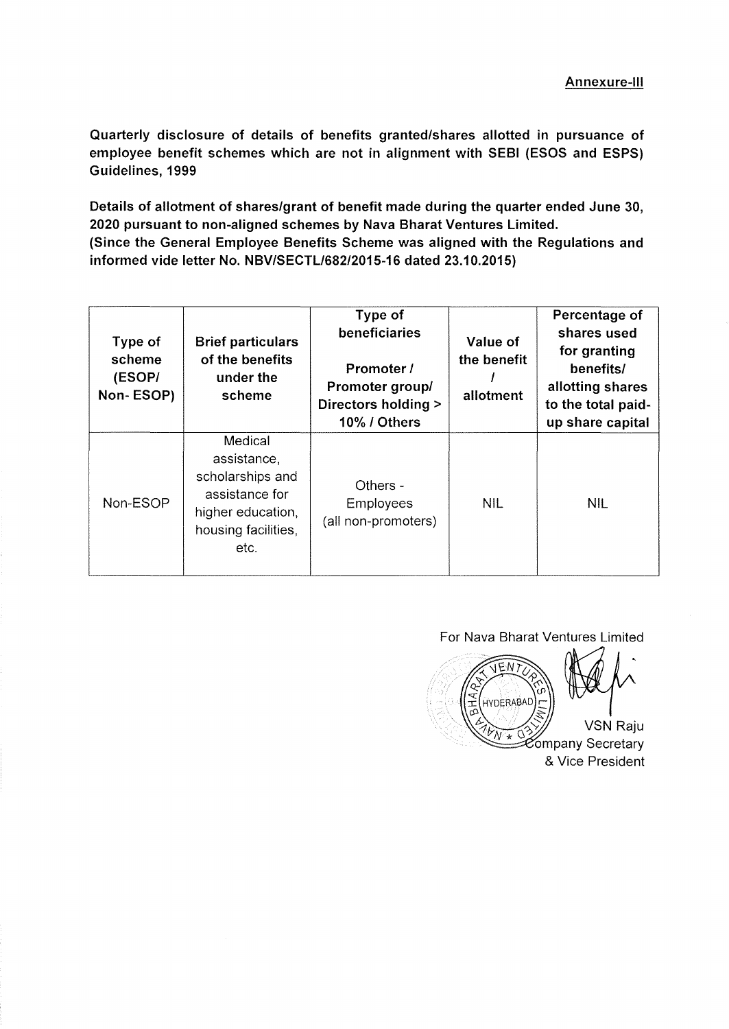Annexure-III

**Quarterly disclosure of details of benefits granted/shares allotted in pursuance of employee benefit schemes which are not in alignment with SEBI (ESOS and ESPS) Guidelines, 1999**

**Details of allotment of shares/grant of benefit made during the quarter ended June 30, 2020 pursuant to non-aligned schemes by Nava Bharat Ventures Limited.**
**(Since the General Employee Benefits Scheme was aligned with the Regulations and informed vide letter No. NBV/SECTL/682/2015-16 dated 23.10.2015)**

| Type of scheme (ESOP/ Non- ESOP) | Brief particulars of the benefits under the scheme | Type of beneficiaries<br><br>Promoter / Promoter group/ Directors holding > 10% / Others | Value of the benefit / allotment | Percentage of shares used for granting benefits/ allotting shares to the total paid-up share capital |
|---|---|---|---|---|
| Non-ESOP | Medical assistance, scholarships and assistance for higher education, housing facilities, etc. | Others - Employees (all non-promoters) | NIL | NIL |

For Nava Bharat Ventures Limited

VSN Raju
Company Secretary
& Vice President